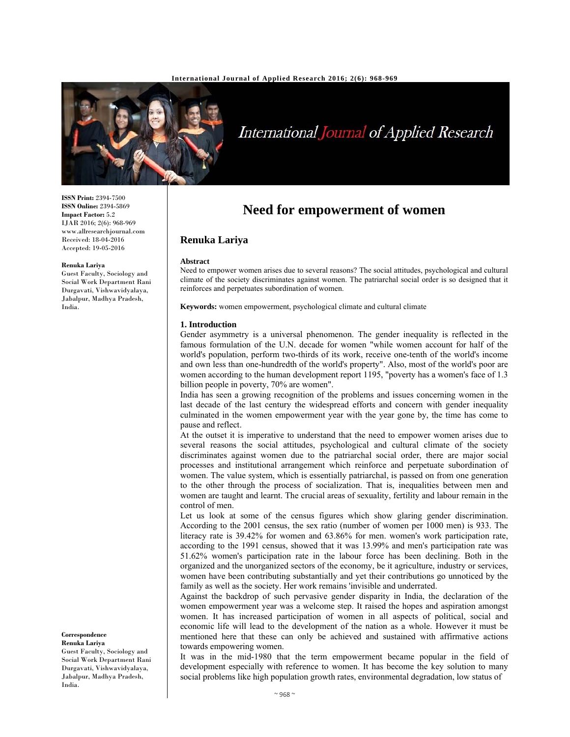ISSN Print: 2394-7500
ISSN Online: 2394-5869
Impact Factor: 5.2
IJAR 2016; 2(6): 968-969
www.allresearchjournal.com
Received: 18-04-2016
Accepted: 19-05-2016

**Renuka Lariya**
Guest Faculty, Sociology and Social Work Department Rani Durgavati, Vishwavidyalaya, Jabalpur, Madhya Pradesh, India.

**Correspondence**
**Renuka Lariya**
Guest Faculty, Sociology and Social Work Department Rani Durgavati, Vishwavidyalaya, Jabalpur, Madhya Pradesh, India.

# Need for empowerment of women

## Renuka Lariya

**Abstract**

Need to empower women arises due to several reasons? The social attitudes, psychological and cultural climate of the society discriminates against women. The patriarchal social order is so designed that it reinforces and perpetuates subordination of women.

**Keywords:** women empowerment, psychological climate and cultural climate

### 1. Introduction

Gender asymmetry is a universal phenomenon. The gender inequality is reflected in the famous formulation of the U.N. decade for women "while women account for half of the world's population, perform two-thirds of its work, receive one-tenth of the world's income and own less than one-hundredth of the world's property". Also, most of the world's poor are women according to the human development report 1195, "poverty has a women's face of 1.3 billion people in poverty, 70% are women".

India has seen a growing recognition of the problems and issues concerning women in the last decade of the last century the widespread efforts and concern with gender inequality culminated in the women empowerment year with the year gone by, the time has come to pause and reflect.

At the outset it is imperative to understand that the need to empower women arises due to several reasons the social attitudes, psychological and cultural climate of the society discriminates against women due to the patriarchal social order, there are major social processes and institutional arrangement which reinforce and perpetuate subordination of women. The value system, which is essentially patriarchal, is passed on from one generation to the other through the process of socialization. That is, inequalities between men and women are taught and learnt. The crucial areas of sexuality, fertility and labour remain in the control of men.

Let us look at some of the census figures which show glaring gender discrimination. According to the 2001 census, the sex ratio (number of women per 1000 men) is 933. The literacy rate is 39.42% for women and 63.86% for men. women's work participation rate, according to the 1991 census, showed that it was 13.99% and men's participation rate was 51.62% women's participation rate in the labour force has been declining. Both in the organized and the unorganized sectors of the economy, be it agriculture, industry or services, women have been contributing substantially and yet their contributions go unnoticed by the family as well as the society. Her work remains 'invisible and underrated.

Against the backdrop of such pervasive gender disparity in India, the declaration of the women empowerment year was a welcome step. It raised the hopes and aspiration amongst women. It has increased participation of women in all aspects of political, social and economic life will lead to the development of the nation as a whole. However it must be mentioned here that these can only be achieved and sustained with affirmative actions towards empowering women.

It was in the mid-1980 that the term empowerment became popular in the field of development especially with reference to women. It has become the key solution to many social problems like high population growth rates, environmental degradation, low status of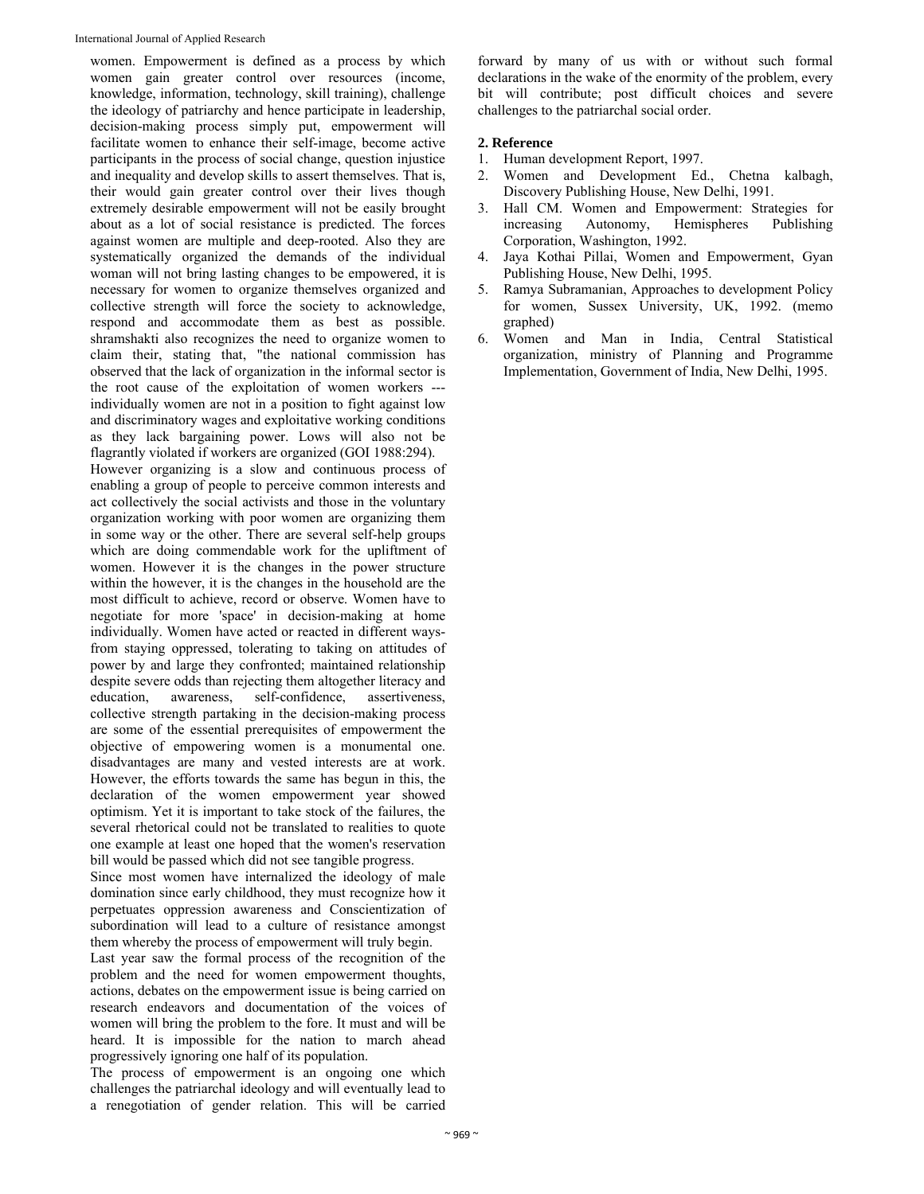women. Empowerment is defined as a process by which women gain greater control over resources (income, knowledge, information, technology, skill training), challenge the ideology of patriarchy and hence participate in leadership, decision-making process simply put, empowerment will facilitate women to enhance their self-image, become active participants in the process of social change, question injustice and inequality and develop skills to assert themselves. That is, their would gain greater control over their lives though extremely desirable empowerment will not be easily brought about as a lot of social resistance is predicted. The forces against women are multiple and deep-rooted. Also they are systematically organized the demands of the individual woman will not bring lasting changes to be empowered, it is necessary for women to organize themselves organized and collective strength will force the society to acknowledge, respond and accommodate them as best as possible. shramshakti also recognizes the need to organize women to claim their, stating that, "the national commission has observed that the lack of organization in the informal sector is the root cause of the exploitation of women workers --- individually women are not in a position to fight against low and discriminatory wages and exploitative working conditions as they lack bargaining power. Lows will also not be flagrantly violated if workers are organized (GOI 1988:294).

However organizing is a slow and continuous process of enabling a group of people to perceive common interests and act collectively the social activists and those in the voluntary organization working with poor women are organizing them in some way or the other. There are several self-help groups which are doing commendable work for the upliftment of women. However it is the changes in the power structure within the however, it is the changes in the household are the most difficult to achieve, record or observe. Women have to negotiate for more 'space' in decision-making at home individually. Women have acted or reacted in different ways- from staying oppressed, tolerating to taking on attitudes of power by and large they confronted; maintained relationship despite severe odds than rejecting them altogether literacy and education, awareness, self-confidence, assertiveness, collective strength partaking in the decision-making process are some of the essential prerequisites of empowerment the objective of empowering women is a monumental one. disadvantages are many and vested interests are at work. However, the efforts towards the same has begun in this, the declaration of the women empowerment year showed optimism. Yet it is important to take stock of the failures, the several rhetorical could not be translated to realities to quote one example at least one hoped that the women's reservation bill would be passed which did not see tangible progress.

Since most women have internalized the ideology of male domination since early childhood, they must recognize how it perpetuates oppression awareness and Conscientization of subordination will lead to a culture of resistance amongst them whereby the process of empowerment will truly begin.

Last year saw the formal process of the recognition of the problem and the need for women empowerment thoughts, actions, debates on the empowerment issue is being carried on research endeavors and documentation of the voices of women will bring the problem to the fore. It must and will be heard. It is impossible for the nation to march ahead progressively ignoring one half of its population.

The process of empowerment is an ongoing one which challenges the patriarchal ideology and will eventually lead to a renegotiation of gender relation. This will be carried forward by many of us with or without such formal declarations in the wake of the enormity of the problem, every bit will contribute; post difficult choices and severe challenges to the patriarchal social order.

## 2. Reference

1. Human development Report, 1997.
2. Women and Development Ed., Chetna kalbagh, Discovery Publishing House, New Delhi, 1991.
3. Hall CM. Women and Empowerment: Strategies for increasing Autonomy, Hemispheres Publishing Corporation, Washington, 1992.
4. Jaya Kothai Pillai, Women and Empowerment, Gyan Publishing House, New Delhi, 1995.
5. Ramya Subramanian, Approaches to development Policy for women, Sussex University, UK, 1992. (memo graphed)
6. Women and Man in India, Central Statistical organization, ministry of Planning and Programme Implementation, Government of India, New Delhi, 1995.